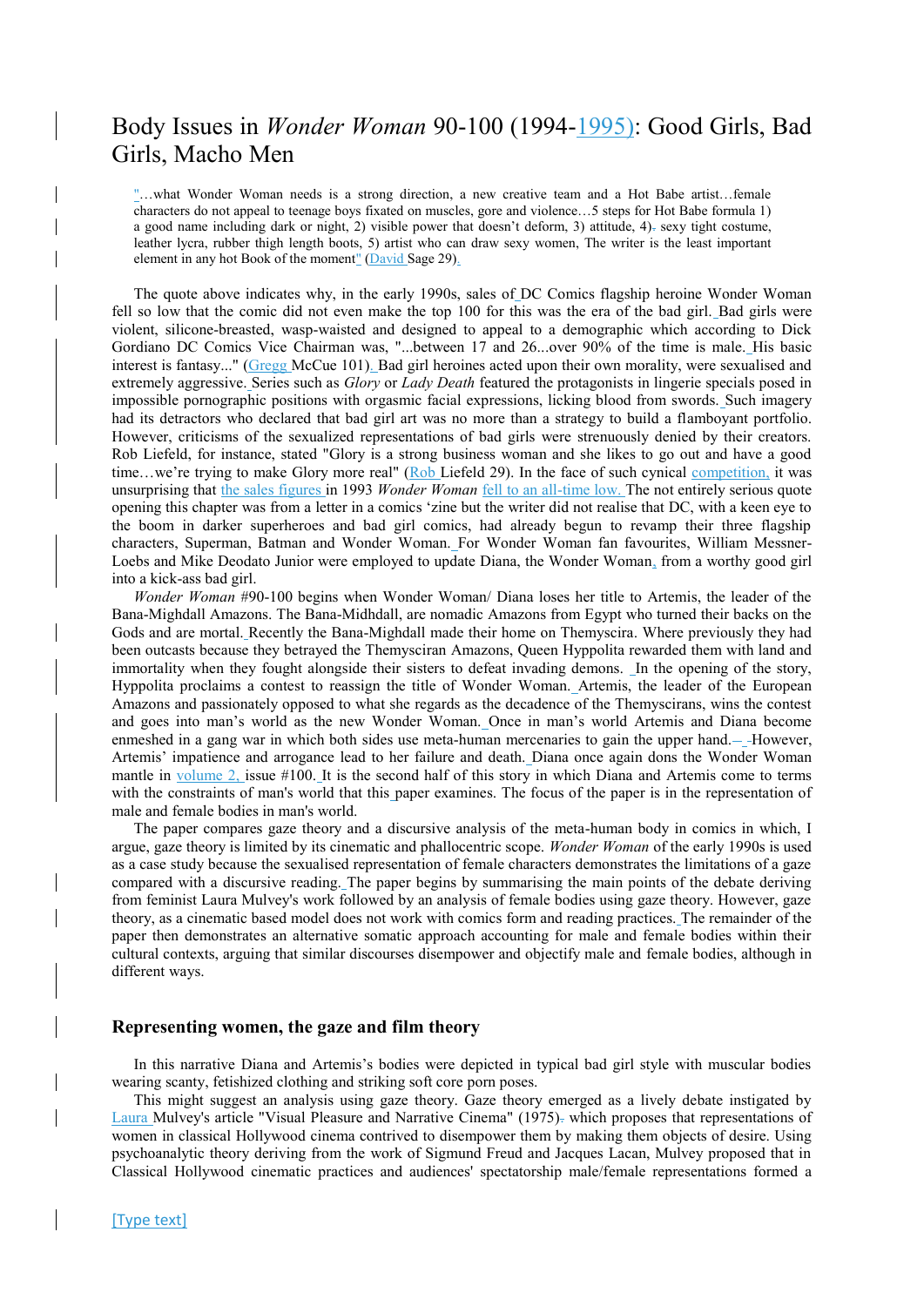# Body Issues in *Wonder Woman* 90-100 (1994-1995): Good Girls, Bad Girls, Macho Men

> "…what Wonder Woman needs is a strong direction, a new creative team and a Hot Babe artist…female characters do not appeal to teenage boys fixated on muscles, gore and violence…5 steps for Hot Babe formula 1) a good name including dark or night, 2) visible power that doesn't deform, 3) attitude, 4) sexy tight costume, leather lycra, rubber thigh length boots, 5) artist who can draw sexy women, The writer is the least important element in any hot Book of the moment" (David Sage 29).

The quote above indicates why, in the early 1990s, sales of DC Comics flagship heroine Wonder Woman fell so low that the comic did not even make the top 100 for this was the era of the bad girl. Bad girls were violent, silicone-breasted, wasp-waisted and designed to appeal to a demographic which according to Dick Gordiano DC Comics Vice Chairman was, "...between 17 and 26...over 90% of the time is male. His basic interest is fantasy..." (Gregg McCue 101). Bad girl heroines acted upon their own morality, were sexualised and extremely aggressive. Series such as *Glory* or *Lady Death* featured the protagonists in lingerie specials posed in impossible pornographic positions with orgasmic facial expressions, licking blood from swords. Such imagery had its detractors who declared that bad girl art was no more than a strategy to build a flamboyant portfolio. However, criticisms of the sexualized representations of bad girls were strenuously denied by their creators. Rob Liefeld, for instance, stated "Glory is a strong business woman and she likes to go out and have a good time…we're trying to make Glory more real" (Rob Liefeld 29). In the face of such cynical competition, it was unsurprising that the sales figures in 1993 *Wonder Woman* fell to an all-time low. The not entirely serious quote opening this chapter was from a letter in a comics 'zine but the writer did not realise that DC, with a keen eye to the boom in darker superheroes and bad girl comics, had already begun to revamp their three flagship characters, Superman, Batman and Wonder Woman. For Wonder Woman fan favourites, William Messner-Loebs and Mike Deodato Junior were employed to update Diana, the Wonder Woman, from a worthy good girl into a kick-ass bad girl.

*Wonder Woman* #90-100 begins when Wonder Woman/ Diana loses her title to Artemis, the leader of the Bana-Mighdall Amazons. The Bana-Midhdall, are nomadic Amazons from Egypt who turned their backs on the Gods and are mortal. Recently the Bana-Mighdall made their home on Themyscira. Where previously they had been outcasts because they betrayed the Themysciran Amazons, Queen Hyppolita rewarded them with land and immortality when they fought alongside their sisters to defeat invading demons. In the opening of the story, Hyppolita proclaims a contest to reassign the title of Wonder Woman. Artemis, the leader of the European Amazons and passionately opposed to what she regards as the decadence of the Themyscirans, wins the contest and goes into man's world as the new Wonder Woman. Once in man's world Artemis and Diana become enmeshed in a gang war in which both sides use meta-human mercenaries to gain the upper hand. However, Artemis' impatience and arrogance lead to her failure and death. Diana once again dons the Wonder Woman mantle in volume 2, issue #100. It is the second half of this story in which Diana and Artemis come to terms with the constraints of man's world that this paper examines. The focus of the paper is in the representation of male and female bodies in man's world.

The paper compares gaze theory and a discursive analysis of the meta-human body in comics in which, I argue, gaze theory is limited by its cinematic and phallocentric scope. *Wonder Woman* of the early 1990s is used as a case study because the sexualised representation of female characters demonstrates the limitations of a gaze compared with a discursive reading. The paper begins by summarising the main points of the debate deriving from feminist Laura Mulvey's work followed by an analysis of female bodies using gaze theory. However, gaze theory, as a cinematic based model does not work with comics form and reading practices. The remainder of the paper then demonstrates an alternative somatic approach accounting for male and female bodies within their cultural contexts, arguing that similar discourses disempower and objectify male and female bodies, although in different ways.

### Representing women, the gaze and film theory

In this narrative Diana and Artemis's bodies were depicted in typical bad girl style with muscular bodies wearing scanty, fetishized clothing and striking soft core porn poses.

This might suggest an analysis using gaze theory. Gaze theory emerged as a lively debate instigated by Laura Mulvey's article "Visual Pleasure and Narrative Cinema" (1975) which proposes that representations of women in classical Hollywood cinema contrived to disempower them by making them objects of desire. Using psychoanalytic theory deriving from the work of Sigmund Freud and Jacques Lacan, Mulvey proposed that in Classical Hollywood cinematic practices and audiences' spectatorship male/female representations formed a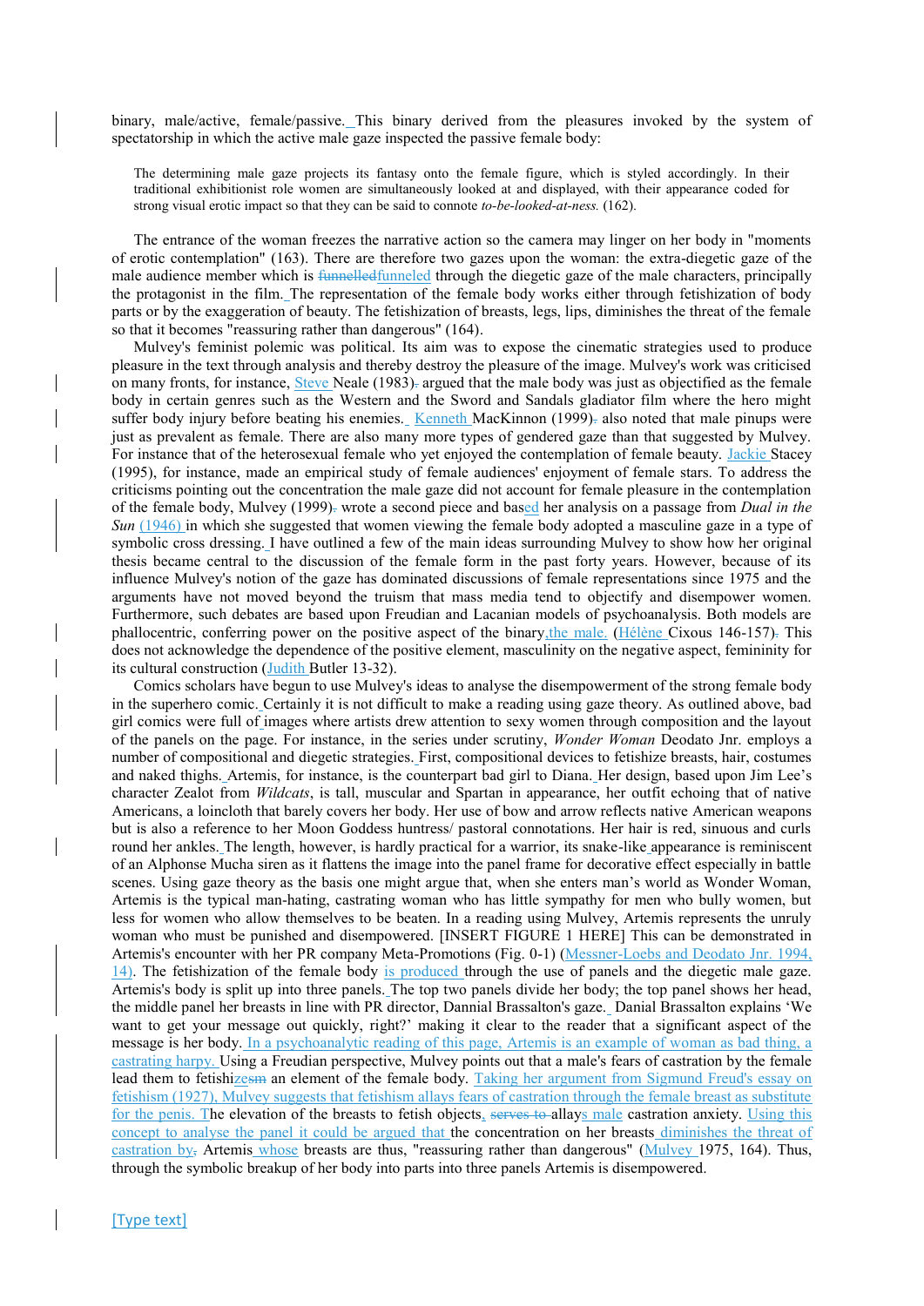binary, male/active, female/passive. This binary derived from the pleasures invoked by the system of spectatorship in which the active male gaze inspected the passive female body:

> The determining male gaze projects its fantasy onto the female figure, which is styled accordingly. In their traditional exhibitionist role women are simultaneously looked at and displayed, with their appearance coded for strong visual erotic impact so that they can be said to connote *to-be-looked-at-ness.* (162).

The entrance of the woman freezes the narrative action so the camera may linger on her body in "moments of erotic contemplation" (163). There are therefore two gazes upon the woman: the extra-diegetic gaze of the male audience member which is ~~funnelled~~funneled through the diegetic gaze of the male characters, principally the protagonist in the film. The representation of the female body works either through fetishization of body parts or by the exaggeration of beauty. The fetishization of breasts, legs, lips, diminishes the threat of the female so that it becomes "reassuring rather than dangerous" (164).

Mulvey's feminist polemic was political. Its aim was to expose the cinematic strategies used to produce pleasure in the text through analysis and thereby destroy the pleasure of the image. Mulvey's work was criticised on many fronts, for instance, Steve Neale (1983)~~.~~ argued that the male body was just as objectified as the female body in certain genres such as the Western and the Sword and Sandals gladiator film where the hero might suffer body injury before beating his enemies. Kenneth MacKinnon (1999)~~.~~ also noted that male pinups were just as prevalent as female. There are also many more types of gendered gaze than that suggested by Mulvey. For instance that of the heterosexual female who yet enjoyed the contemplation of female beauty. Jackie Stacey (1995), for instance, made an empirical study of female audiences' enjoyment of female stars. To address the criticisms pointing out the concentration the male gaze did not account for female pleasure in the contemplation of the female body, Mulvey (1999)~~.~~ wrote a second piece and based her analysis on a passage from *Dual in the Sun* (1946) in which she suggested that women viewing the female body adopted a masculine gaze in a type of symbolic cross dressing. I have outlined a few of the main ideas surrounding Mulvey to show how her original thesis became central to the discussion of the female form in the past forty years. However, because of its influence Mulvey's notion of the gaze has dominated discussions of female representations since 1975 and the arguments have not moved beyond the truism that mass media tend to objectify and disempower women. Furthermore, such debates are based upon Freudian and Lacanian models of psychoanalysis. Both models are phallocentric, conferring power on the positive aspect of the binary, the male. (Hélène Cixous 146-157)~~.~~ This does not acknowledge the dependence of the positive element, masculinity on the negative aspect, femininity for its cultural construction (Judith Butler 13-32).

Comics scholars have begun to use Mulvey's ideas to analyse the disempowerment of the strong female body in the superhero comic. Certainly it is not difficult to make a reading using gaze theory. As outlined above, bad girl comics were full of images where artists drew attention to sexy women through composition and the layout of the panels on the page. For instance, in the series under scrutiny, *Wonder Woman* Deodato Jnr. employs a number of compositional and diegetic strategies. First, compositional devices to fetishize breasts, hair, costumes and naked thighs. Artemis, for instance, is the counterpart bad girl to Diana. Her design, based upon Jim Lee's character Zealot from *Wildcats*, is tall, muscular and Spartan in appearance, her outfit echoing that of native Americans, a loincloth that barely covers her body. Her use of bow and arrow reflects native American weapons but is also a reference to her Moon Goddess huntress/ pastoral connotations. Her hair is red, sinuous and curls round her ankles. The length, however, is hardly practical for a warrior, its snake-like appearance is reminiscent of an Alphonse Mucha siren as it flattens the image into the panel frame for decorative effect especially in battle scenes. Using gaze theory as the basis one might argue that, when she enters man's world as Wonder Woman, Artemis is the typical man-hating, castrating woman who has little sympathy for men who bully women, but less for women who allow themselves to be beaten. In a reading using Mulvey, Artemis represents the unruly woman who must be punished and disempowered. [INSERT FIGURE 1 HERE] This can be demonstrated in Artemis's encounter with her PR company Meta-Promotions (Fig. 0-1) (Messner-Loebs and Deodato Jnr. 1994, 14). The fetishization of the female body is produced through the use of panels and the diegetic male gaze. Artemis's body is split up into three panels. The top two panels divide her body; the top panel shows her head, the middle panel her breasts in line with PR director, Dannial Brassalton's gaze. Danial Brassalton explains 'We want to get your message out quickly, right?' making it clear to the reader that a significant aspect of the message is her body. In a psychoanalytic reading of this page, Artemis is an example of woman as bad thing, a castrating harpy. Using a Freudian perspective, Mulvey points out that a male's fears of castration by the female lead them to fetishize~~sm~~ an element of the female body. Taking her argument from Sigmund Freud's essay on fetishism (1927), Mulvey suggests that fetishism allays fears of castration through the female breast as substitute for the penis. The elevation of the breasts to fetish objects, ~~serves to~~ allays male castration anxiety. Using this concept to analyse the panel it could be argued that the concentration on her breasts diminishes the threat of castration by~~,~~ Artemis whose breasts are thus, "reassuring rather than dangerous" (Mulvey 1975, 164). Thus, through the symbolic breakup of her body into parts into three panels Artemis is disempowered.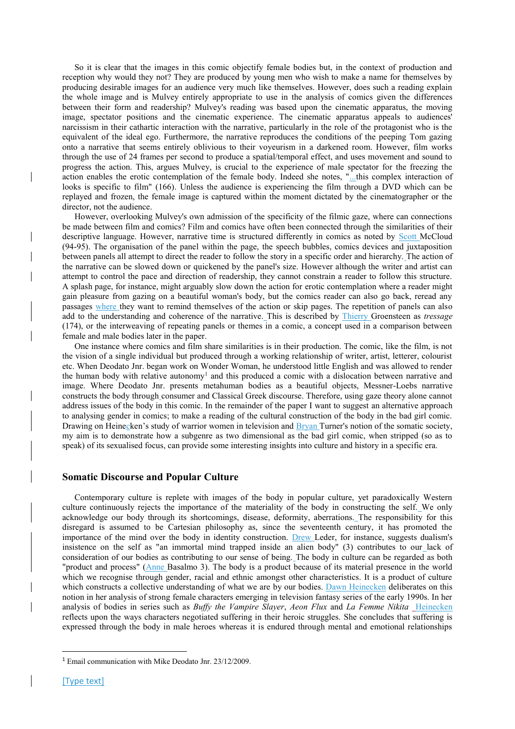So it is clear that the images in this comic objectify female bodies but, in the context of production and reception why would they not? They are produced by young men who wish to make a name for themselves by producing desirable images for an audience very much like themselves. However, does such a reading explain the whole image and is Mulvey entirely appropriate to use in the analysis of comics given the differences between their form and readership? Mulvey's reading was based upon the cinematic apparatus, the moving image, spectator positions and the cinematic experience. The cinematic apparatus appeals to audiences' narcissism in their cathartic interaction with the narrative, particularly in the role of the protagonist who is the equivalent of the ideal ego. Furthermore, the narrative reproduces the conditions of the peeping Tom gazing onto a narrative that seems entirely oblivious to their voyeurism in a darkened room. However, film works through the use of 24 frames per second to produce a spatial/temporal effect, and uses movement and sound to progress the action. This, argues Mulvey, is crucial to the experience of male spectator for the freezing the action enables the erotic contemplation of the female body. Indeed she notes, "...this complex interaction of looks is specific to film" (166). Unless the audience is experiencing the film through a DVD which can be replayed and frozen, the female image is captured within the moment dictated by the cinematographer or the director, not the audience.

However, overlooking Mulvey's own admission of the specificity of the filmic gaze, where can connections be made between film and comics? Film and comics have often been connected through the similarities of their descriptive language. However, narrative time is structured differently in comics as noted by Scott McCloud (94-95). The organisation of the panel within the page, the speech bubbles, comics devices and juxtaposition between panels all attempt to direct the reader to follow the story in a specific order and hierarchy. The action of the narrative can be slowed down or quickened by the panel's size. However although the writer and artist can attempt to control the pace and direction of readership, they cannot constrain a reader to follow this structure. A splash page, for instance, might arguably slow down the action for erotic contemplation where a reader might gain pleasure from gazing on a beautiful woman's body, but the comics reader can also go back, reread any passages where they want to remind themselves of the action or skip pages. The repetition of panels can also add to the understanding and coherence of the narrative. This is described by Thierry Groensteen as *tressage* (174), or the interweaving of repeating panels or themes in a comic, a concept used in a comparison between female and male bodies later in the paper.

One instance where comics and film share similarities is in their production. The comic, like the film, is not the vision of a single individual but produced through a working relationship of writer, artist, letterer, colourist etc. When Deodato Jnr. began work on Wonder Woman, he understood little English and was allowed to render the human body with relative autonomy[1] and this produced a comic with a dislocation between narrative and image. Where Deodato Jnr. presents metahuman bodies as a beautiful objects, Messner-Loebs narrative constructs the body through consumer and Classical Greek discourse. Therefore, using gaze theory alone cannot address issues of the body in this comic. In the remainder of the paper I want to suggest an alternative approach to analysing gender in comics; to make a reading of the cultural construction of the body in the bad girl comic. Drawing on Heinecken's study of warrior women in television and Bryan Turner's notion of the somatic society, my aim is to demonstrate how a subgenre as two dimensional as the bad girl comic, when stripped (so as to speak) of its sexualised focus, can provide some interesting insights into culture and history in a specific era.

## Somatic Discourse and Popular Culture

Contemporary culture is replete with images of the body in popular culture, yet paradoxically Western culture continuously rejects the importance of the materiality of the body in constructing the self. We only acknowledge our body through its shortcomings, disease, deformity, aberrations. The responsibility for this disregard is assumed to be Cartesian philosophy as, since the seventeenth century, it has promoted the importance of the mind over the body in identity construction. Drew Leder, for instance, suggests dualism's insistence on the self as "an immortal mind trapped inside an alien body" (3) contributes to our lack of consideration of our bodies as contributing to our sense of being. The body in culture can be regarded as both "product and process" (Anne Basalmo 3). The body is a product because of its material presence in the world which we recognise through gender, racial and ethnic amongst other characteristics. It is a product of culture which constructs a collective understanding of what we are by our bodies. Dawn Heinecken deliberates on this notion in her analysis of strong female characters emerging in television fantasy series of the early 1990s. In her analysis of bodies in series such as *Buffy the Vampire Slayer*, *Aeon Flux* and *La Femme Nikita* Heinecken reflects upon the ways characters negotiated suffering in their heroic struggles. She concludes that suffering is expressed through the body in male heroes whereas it is endured through mental and emotional relationships

[1] Email communication with Mike Deodato Jnr. 23/12/2009.

[Type text]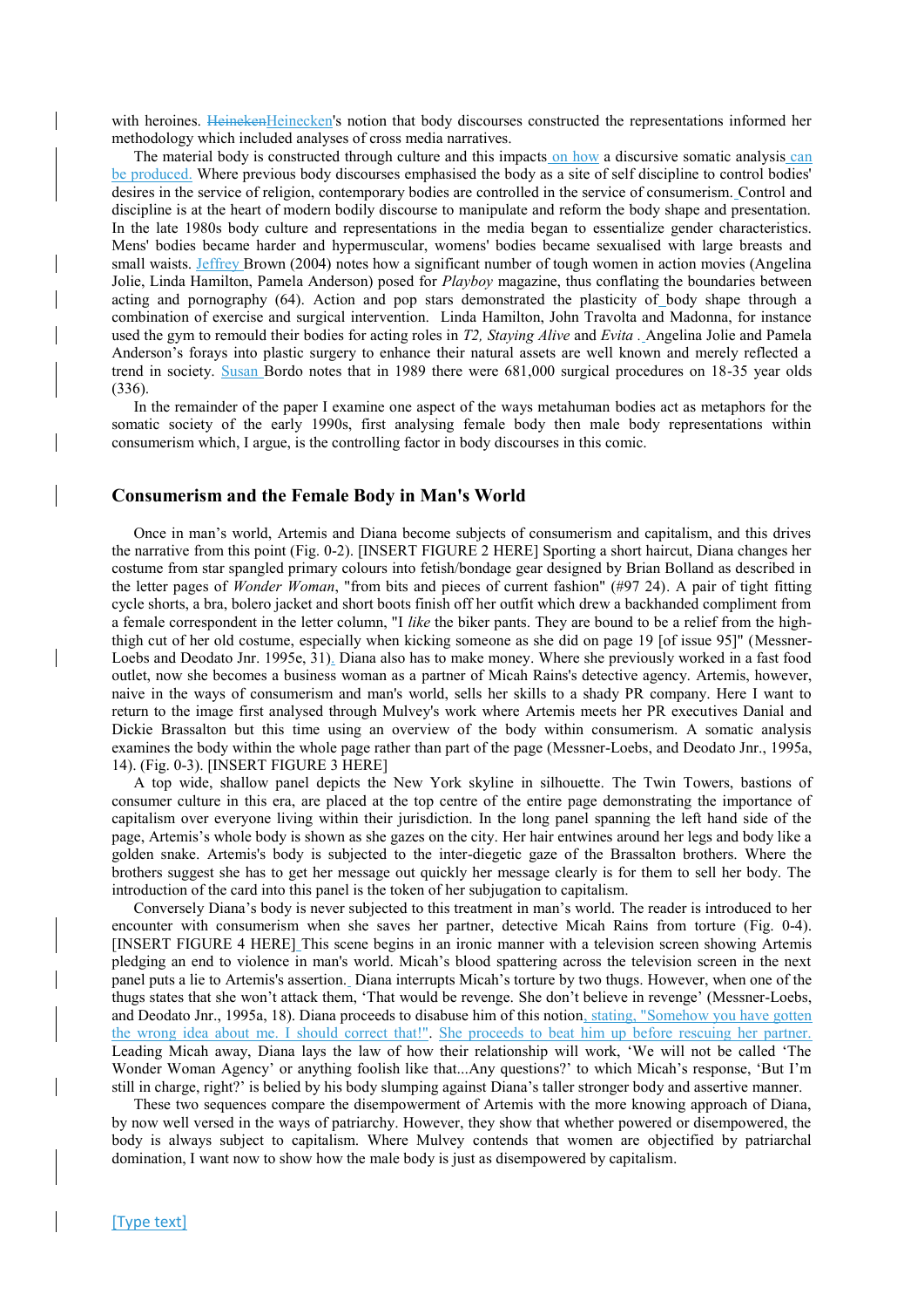with heroines. HeinekenHeinecken's notion that body discourses constructed the representations informed her methodology which included analyses of cross media narratives.

The material body is constructed through culture and this impacts on how a discursive somatic analysis can be produced. Where previous body discourses emphasised the body as a site of self discipline to control bodies' desires in the service of religion, contemporary bodies are controlled in the service of consumerism. Control and discipline is at the heart of modern bodily discourse to manipulate and reform the body shape and presentation. In the late 1980s body culture and representations in the media began to essentialize gender characteristics. Mens' bodies became harder and hypermuscular, womens' bodies became sexualised with large breasts and small waists. Jeffrey Brown (2004) notes how a significant number of tough women in action movies (Angelina Jolie, Linda Hamilton, Pamela Anderson) posed for *Playboy* magazine, thus conflating the boundaries between acting and pornography (64). Action and pop stars demonstrated the plasticity of body shape through a combination of exercise and surgical intervention. Linda Hamilton, John Travolta and Madonna, for instance used the gym to remould their bodies for acting roles in *T2, Staying Alive* and *Evita* . Angelina Jolie and Pamela Anderson's forays into plastic surgery to enhance their natural assets are well known and merely reflected a trend in society. Susan Bordo notes that in 1989 there were 681,000 surgical procedures on 18-35 year olds (336).

In the remainder of the paper I examine one aspect of the ways metahuman bodies act as metaphors for the somatic society of the early 1990s, first analysing female body then male body representations within consumerism which, I argue, is the controlling factor in body discourses in this comic.

## Consumerism and the Female Body in Man's World

Once in man's world, Artemis and Diana become subjects of consumerism and capitalism, and this drives the narrative from this point (Fig. 0-2). [INSERT FIGURE 2 HERE] Sporting a short haircut, Diana changes her costume from star spangled primary colours into fetish/bondage gear designed by Brian Bolland as described in the letter pages of *Wonder Woman*, "from bits and pieces of current fashion" (#97 24). A pair of tight fitting cycle shorts, a bra, bolero jacket and short boots finish off her outfit which drew a backhanded compliment from a female correspondent in the letter column, "I *like* the biker pants. They are bound to be a relief from the high-thigh cut of her old costume, especially when kicking someone as she did on page 19 [of issue 95]" (Messner-Loebs and Deodato Jnr. 1995e, 31). Diana also has to make money. Where she previously worked in a fast food outlet, now she becomes a business woman as a partner of Micah Rains's detective agency. Artemis, however, naive in the ways of consumerism and man's world, sells her skills to a shady PR company. Here I want to return to the image first analysed through Mulvey's work where Artemis meets her PR executives Danial and Dickie Brassalton but this time using an overview of the body within consumerism. A somatic analysis examines the body within the whole page rather than part of the page (Messner-Loebs, and Deodato Jnr., 1995a, 14). (Fig. 0-3). [INSERT FIGURE 3 HERE]

A top wide, shallow panel depicts the New York skyline in silhouette. The Twin Towers, bastions of consumer culture in this era, are placed at the top centre of the entire page demonstrating the importance of capitalism over everyone living within their jurisdiction. In the long panel spanning the left hand side of the page, Artemis's whole body is shown as she gazes on the city. Her hair entwines around her legs and body like a golden snake. Artemis's body is subjected to the inter-diegetic gaze of the Brassalton brothers. Where the brothers suggest she has to get her message out quickly her message clearly is for them to sell her body. The introduction of the card into this panel is the token of her subjugation to capitalism.

Conversely Diana's body is never subjected to this treatment in man's world. The reader is introduced to her encounter with consumerism when she saves her partner, detective Micah Rains from torture (Fig. 0-4). [INSERT FIGURE 4 HERE] This scene begins in an ironic manner with a television screen showing Artemis pledging an end to violence in man's world. Micah's blood spattering across the television screen in the next panel puts a lie to Artemis's assertion. Diana interrupts Micah's torture by two thugs. However, when one of the thugs states that she won't attack them, 'That would be revenge. She don't believe in revenge' (Messner-Loebs, and Deodato Jnr., 1995a, 18). Diana proceeds to disabuse him of this notion, stating, "Somehow you have gotten the wrong idea about me. I should correct that!". She proceeds to beat him up before rescuing her partner. Leading Micah away, Diana lays the law of how their relationship will work, 'We will not be called 'The Wonder Woman Agency' or anything foolish like that...Any questions?' to which Micah's response, 'But I'm still in charge, right?' is belied by his body slumping against Diana's taller stronger body and assertive manner.

These two sequences compare the disempowerment of Artemis with the more knowing approach of Diana, by now well versed in the ways of patriarchy. However, they show that whether powered or disempowered, the body is always subject to capitalism. Where Mulvey contends that women are objectified by patriarchal domination, I want now to show how the male body is just as disempowered by capitalism.

[Type text]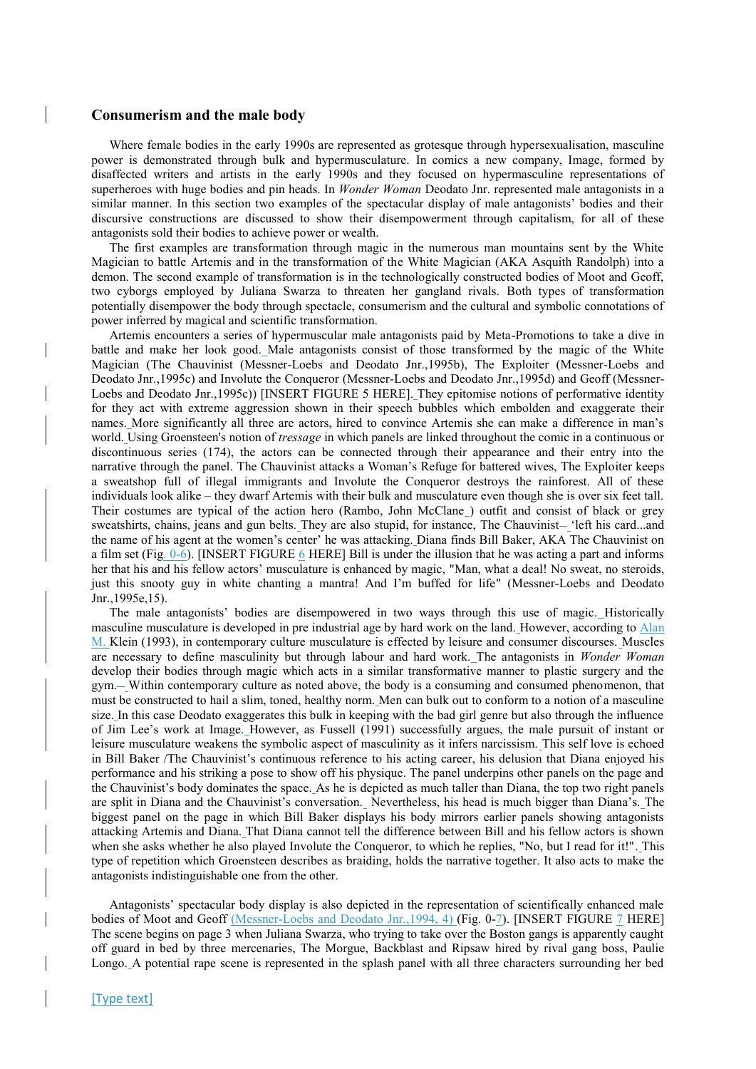## Consumerism and the male body

Where female bodies in the early 1990s are represented as grotesque through hypersexualisation, masculine power is demonstrated through bulk and hypermusculature. In comics a new company, Image, formed by disaffected writers and artists in the early 1990s and they focused on hypermasculine representations of superheroes with huge bodies and pin heads. In *Wonder Woman* Deodato Jnr. represented male antagonists in a similar manner. In this section two examples of the spectacular display of male antagonists' bodies and their discursive constructions are discussed to show their disempowerment through capitalism, for all of these antagonists sold their bodies to achieve power or wealth.

The first examples are transformation through magic in the numerous man mountains sent by the White Magician to battle Artemis and in the transformation of the White Magician (AKA Asquith Randolph) into a demon. The second example of transformation is in the technologically constructed bodies of Moot and Geoff, two cyborgs employed by Juliana Swarza to threaten her gangland rivals. Both types of transformation potentially disempower the body through spectacle, consumerism and the cultural and symbolic connotations of power inferred by magical and scientific transformation.

Artemis encounters a series of hypermuscular male antagonists paid by Meta-Promotions to take a dive in battle and make her look good. Male antagonists consist of those transformed by the magic of the White Magician (The Chauvinist (Messner-Loebs and Deodato Jnr.,1995b), The Exploiter (Messner-Loebs and Deodato Jnr.,1995c) and Involute the Conqueror (Messner-Loebs and Deodato Jnr.,1995d) and Geoff (Messner-Loebs and Deodato Jnr.,1995c)) [INSERT FIGURE 5 HERE]. They epitomise notions of performative identity for they act with extreme aggression shown in their speech bubbles which embolden and exaggerate their names. More significantly all three are actors, hired to convince Artemis she can make a difference in man's world. Using Groensteen's notion of *tressage* in which panels are linked throughout the comic in a continuous or discontinuous series (174), the actors can be connected through their appearance and their entry into the narrative through the panel. The Chauvinist attacks a Woman's Refuge for battered wives, The Exploiter keeps a sweatshop full of illegal immigrants and Involute the Conqueror destroys the rainforest. All of these individuals look alike – they dwarf Artemis with their bulk and musculature even though she is over six feet tall. Their costumes are typical of the action hero (Rambo, John McClane ) outfit and consist of black or grey sweatshirts, chains, jeans and gun belts. They are also stupid, for instance, The Chauvinist – 'left his card...and the name of his agent at the women's center' he was attacking. Diana finds Bill Baker, AKA The Chauvinist on a film set (Fig. 0-6). [INSERT FIGURE 6 HERE] Bill is under the illusion that he was acting a part and informs her that his and his fellow actors' musculature is enhanced by magic, "Man, what a deal! No sweat, no steroids, just this snooty guy in white chanting a mantra! And I'm buffed for life" (Messner-Loebs and Deodato Jnr.,1995e,15).

The male antagonists' bodies are disempowered in two ways through this use of magic. Historically masculine musculature is developed in pre industrial age by hard work on the land. However, according to Alan M. Klein (1993), in contemporary culture musculature is effected by leisure and consumer discourses. Muscles are necessary to define masculinity but through labour and hard work. The antagonists in *Wonder Woman* develop their bodies through magic which acts in a similar transformative manner to plastic surgery and the gym. Within contemporary culture as noted above, the body is a consuming and consumed phenomenon, that must be constructed to hail a slim, toned, healthy norm. Men can bulk out to conform to a notion of a masculine size. In this case Deodato exaggerates this bulk in keeping with the bad girl genre but also through the influence of Jim Lee's work at Image. However, as Fussell (1991) successfully argues, the male pursuit of instant or leisure musculature weakens the symbolic aspect of masculinity as it infers narcissism. This self love is echoed in Bill Baker /The Chauvinist's continuous reference to his acting career, his delusion that Diana enjoyed his performance and his striking a pose to show off his physique. The panel underpins other panels on the page and the Chauvinist's body dominates the space. As he is depicted as much taller than Diana, the top two right panels are split in Diana and the Chauvinist's conversation. Nevertheless, his head is much bigger than Diana's. The biggest panel on the page in which Bill Baker displays his body mirrors earlier panels showing antagonists attacking Artemis and Diana. That Diana cannot tell the difference between Bill and his fellow actors is shown when she asks whether he also played Involute the Conqueror, to which he replies, "No, but I read for it!". This type of repetition which Groensteen describes as braiding, holds the narrative together. It also acts to make the antagonists indistinguishable one from the other.

Antagonists' spectacular body display is also depicted in the representation of scientifically enhanced male bodies of Moot and Geoff (Messner-Loebs and Deodato Jnr.,1994, 4) (Fig. 0-7). [INSERT FIGURE 7 HERE] The scene begins on page 3 when Juliana Swarza, who trying to take over the Boston gangs is apparently caught off guard in bed by three mercenaries, The Morgue, Backblast and Ripsaw hired by rival gang boss, Paulie Longo. A potential rape scene is represented in the splash panel with all three characters surrounding her bed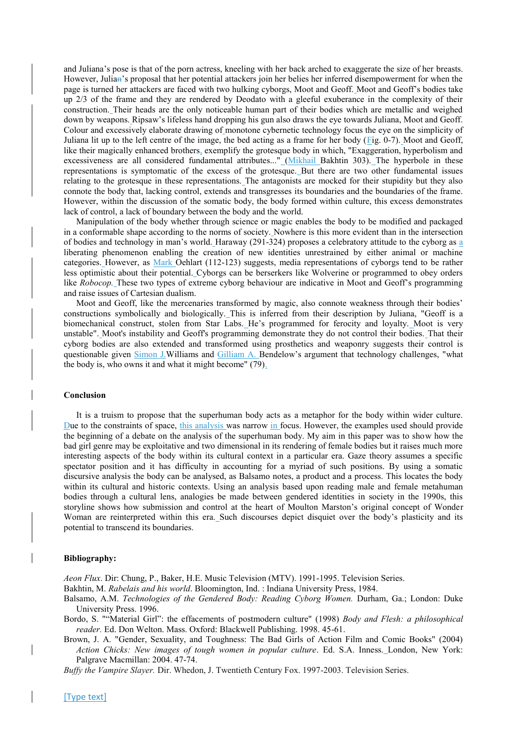and Juliana's pose is that of the porn actress, kneeling with her back arched to exaggerate the size of her breasts. However, Julian's proposal that her potential attackers join her belies her inferred disempowerment for when the page is turned her attackers are faced with two hulking cyborgs, Moot and Geoff. Moot and Geoff's bodies take up 2/3 of the frame and they are rendered by Deodato with a gleeful exuberance in the complexity of their construction. Their heads are the only noticeable human part of their bodies which are metallic and weighed down by weapons. Ripsaw's lifeless hand dropping his gun also draws the eye towards Juliana, Moot and Geoff. Colour and excessively elaborate drawing of monotone cybernetic technology focus the eye on the simplicity of Juliana lit up to the left centre of the image, the bed acting as a frame for her body (Fig. 0-7). Moot and Geoff, like their magically enhanced brothers, exemplify the grotesque body in which, "Exaggeration, hyperbolism and excessiveness are all considered fundamental attributes..." (Mikhail Bakhtin 303). The hyperbole in these representations is symptomatic of the excess of the grotesque. But there are two other fundamental issues relating to the grotesque in these representations. The antagonists are mocked for their stupidity but they also connote the body that, lacking control, extends and transgresses its boundaries and the boundaries of the frame. However, within the discussion of the somatic body, the body formed within culture, this excess demonstrates lack of control, a lack of boundary between the body and the world.

Manipulation of the body whether through science or magic enables the body to be modified and packaged in a conformable shape according to the norms of society. Nowhere is this more evident than in the intersection of bodies and technology in man's world. Haraway (291-324) proposes a celebratory attitude to the cyborg as a liberating phenomenon enabling the creation of new identities unrestrained by either animal or machine categories. However, as Mark Oehlart (112-123) suggests, media representations of cyborgs tend to be rather less optimistic about their potential. Cyborgs can be berserkers like Wolverine or programmed to obey orders like *Robocop*. These two types of extreme cyborg behaviour are indicative in Moot and Geoff's programming and raise issues of Cartesian dualism.

Moot and Geoff, like the mercenaries transformed by magic, also connote weakness through their bodies' constructions symbolically and biologically. This is inferred from their description by Juliana, "Geoff is a biomechanical construct, stolen from Star Labs. He's programmed for ferocity and loyalty. Moot is very unstable". Moot's instability and Geoff's programming demonstrate they do not control their bodies. That their cyborg bodies are also extended and transformed using prosthetics and weaponry suggests their control is questionable given Simon J. Williams and Gilliam A. Bendelow's argument that technology challenges, "what the body is, who owns it and what it might become" (79).

**Conclusion**

It is a truism to propose that the superhuman body acts as a metaphor for the body within wider culture. Due to the constraints of space, this analysis was narrow in focus. However, the examples used should provide the beginning of a debate on the analysis of the superhuman body. My aim in this paper was to show how the bad girl genre may be exploitative and two dimensional in its rendering of female bodies but it raises much more interesting aspects of the body within its cultural context in a particular era. Gaze theory assumes a specific spectator position and it has difficulty in accounting for a myriad of such positions. By using a somatic discursive analysis the body can be analysed, as Balsamo notes, a product and a process. This locates the body within its cultural and historic contexts. Using an analysis based upon reading male and female metahuman bodies through a cultural lens, analogies be made between gendered identities in society in the 1990s, this storyline shows how submission and control at the heart of Moulton Marston's original concept of Wonder Woman are reinterpreted within this era. Such discourses depict disquiet over the body's plasticity and its potential to transcend its boundaries.

**Bibliography:**

*Aeon Flux*. Dir: Chung, P., Baker, H.E. Music Television (MTV). 1991-1995. Television Series.

Bakhtin, M. *Rabelais and his world*. Bloomington, Ind. : Indiana University Press, 1984.

Balsamo, A.M. *Technologies of the Gendered Body: Reading Cyborg Women.* Durham, Ga.; London: Duke University Press. 1996.

Bordo, S. "“Material Girl”: the effacements of postmodern culture" (1998) *Body and Flesh: a philosophical reader.* Ed. Don Welton. Mass. Oxford: Blackwell Publishing. 1998. 45-61.

Brown, J. A. "Gender, Sexuality, and Toughness: The Bad Girls of Action Film and Comic Books" (2004) *Action Chicks: New images of tough women in popular culture*. Ed. S.A. Inness. London, New York: Palgrave Macmillan: 2004. 47-74.

*Buffy the Vampire Slayer.* Dir. Whedon, J. Twentieth Century Fox. 1997-2003. Television Series.

[Type text]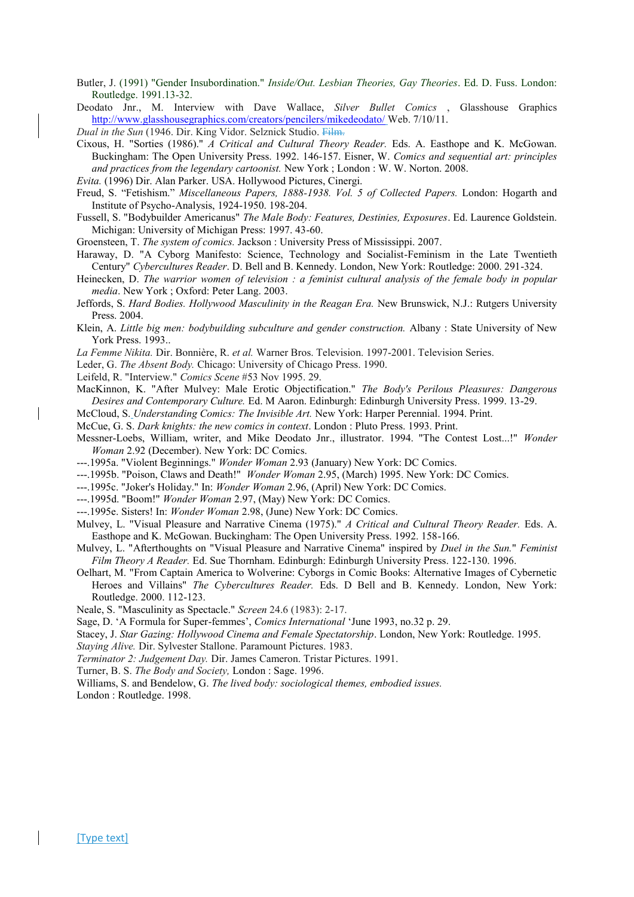Butler, J. (1991) "Gender Insubordination." *Inside/Out. Lesbian Theories, Gay Theories*. Ed. D. Fuss. London: Routledge. 1991.13-32.

Deodato Jnr., M. Interview with Dave Wallace, *Silver Bullet Comics* , Glasshouse Graphics http://www.glasshousegraphics.com/creators/pencilers/mikedeodato/ Web. 7/10/11.

*Dual in the Sun* (1946. Dir. King Vidor. Selznick Studio. ~~Film.~~

Cixous, H. "Sorties (1986)." *A Critical and Cultural Theory Reader.* Eds. A. Easthope and K. McGowan. Buckingham: The Open University Press. 1992. 146-157. Eisner, W. *Comics and sequential art: principles and practices from the legendary cartoonist.* New York ; London : W. W. Norton. 2008.

*Evita.* (1996) Dir. Alan Parker. USA. Hollywood Pictures, Cinergi.

Freud, S. "Fetishism." *Miscellaneous Papers, 1888-1938. Vol. 5 of Collected Papers.* London: Hogarth and Institute of Psycho-Analysis, 1924-1950. 198-204.

Fussell, S. "Bodybuilder Americanus" *The Male Body: Features, Destinies, Exposures*. Ed. Laurence Goldstein. Michigan: University of Michigan Press: 1997. 43-60.

Groensteen, T. *The system of comics.* Jackson : University Press of Mississippi. 2007.

Haraway, D. "A Cyborg Manifesto: Science, Technology and Socialist-Feminism in the Late Twentieth Century" *Cybercultures Reader*. D. Bell and B. Kennedy. London, New York: Routledge: 2000. 291-324.

Heinecken, D. *The warrior women of television : a feminist cultural analysis of the female body in popular media*. New York ; Oxford: Peter Lang. 2003.

Jeffords, S. *Hard Bodies. Hollywood Masculinity in the Reagan Era.* New Brunswick, N.J.: Rutgers University Press. 2004.

Klein, A. *Little big men: bodybuilding subculture and gender construction.* Albany : State University of New York Press. 1993..

*La Femme Nikita.* Dir. Bonnière, R. *et al.* Warner Bros. Television. 1997-2001. Television Series.

Leder, G. *The Absent Body.* Chicago: University of Chicago Press. 1990.

Leifeld, R. "Interview." *Comics Scene* #53 Nov 1995. 29.

MacKinnon, K. "After Mulvey: Male Erotic Objectification." *The Body's Perilous Pleasures: Dangerous Desires and Contemporary Culture.* Ed. M Aaron. Edinburgh: Edinburgh University Press. 1999. 13-29.

McCloud, S. *Understanding Comics: The Invisible Art.* New York: Harper Perennial. 1994. Print.

McCue, G. S. *Dark knights: the new comics in context*. London : Pluto Press. 1993. Print.

Messner-Loebs, William, writer, and Mike Deodato Jnr., illustrator. 1994. "The Contest Lost...!" *Wonder Woman* 2.92 (December). New York: DC Comics.

---.1995a. "Violent Beginnings." *Wonder Woman* 2.93 (January) New York: DC Comics.

---.1995b. "Poison, Claws and Death!" *Wonder Woman* 2.95, (March) 1995. New York: DC Comics.

---.1995c. "Joker's Holiday." In: *Wonder Woman* 2.96, (April) New York: DC Comics.

---.1995d. "Boom!" *Wonder Woman* 2.97, (May) New York: DC Comics.

---.1995e. Sisters! In: *Wonder Woman* 2.98, (June) New York: DC Comics.

Mulvey, L. "Visual Pleasure and Narrative Cinema (1975)." *A Critical and Cultural Theory Reader.* Eds. A. Easthope and K. McGowan. Buckingham: The Open University Press. 1992. 158-166.

Mulvey, L. "Afterthoughts on "Visual Pleasure and Narrative Cinema" inspired by *Duel in the Sun.*" *Feminist Film Theory A Reader.* Ed. Sue Thornham. Edinburgh: Edinburgh University Press. 122-130. 1996.

Oelhart, M. "From Captain America to Wolverine: Cyborgs in Comic Books: Alternative Images of Cybernetic Heroes and Villains" *The Cybercultures Reader.* Eds. D Bell and B. Kennedy. London, New York: Routledge. 2000. 112-123.

Neale, S. "Masculinity as Spectacle." *Screen* 24.6 (1983): 2-17.

Sage, D. 'A Formula for Super-femmes', *Comics International* 'June 1993, no.32 p. 29.

Stacey, J. *Star Gazing: Hollywood Cinema and Female Spectatorship*. London, New York: Routledge. 1995.

*Staying Alive.* Dir. Sylvester Stallone. Paramount Pictures. 1983.

*Terminator 2: Judgement Day.* Dir. James Cameron. Tristar Pictures. 1991.

Turner, B. S. *The Body and Society,* London : Sage. 1996.

Williams, S. and Bendelow, G. *The lived body: sociological themes, embodied issues.*
London : Routledge. 1998.